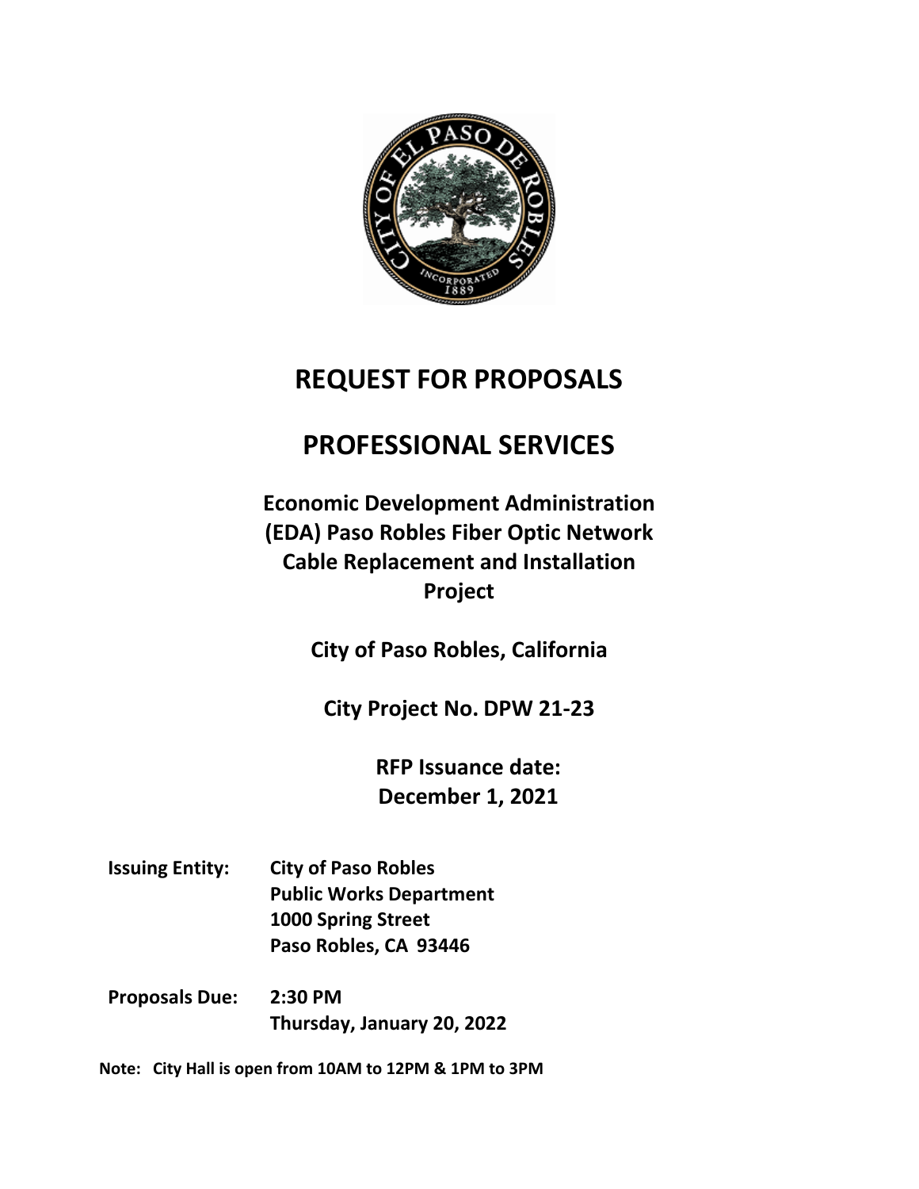# REQUEST FOR PROPOSALS

# PROFESSIONAL SERVICES

## Economic Development Administration (EDA) Paso Robles Fiber Optic Network Cable Replacement and Installation Project

**City of Paso Robles, California**

**City Project No. DPW 21-23**

**RFP Issuance date: December 1, 2021**

| | |
|---|---|
| **Issuing Entity:** | **City of Paso Robles**<br>**Public Works Department**<br>**1000 Spring Street**<br>**Paso Robles, CA 93446** |
| **Proposals Due:** | **2:30 PM**<br>**Thursday, January 20, 2022** |

**Note: City Hall is open from 10AM to 12PM & 1PM to 3PM**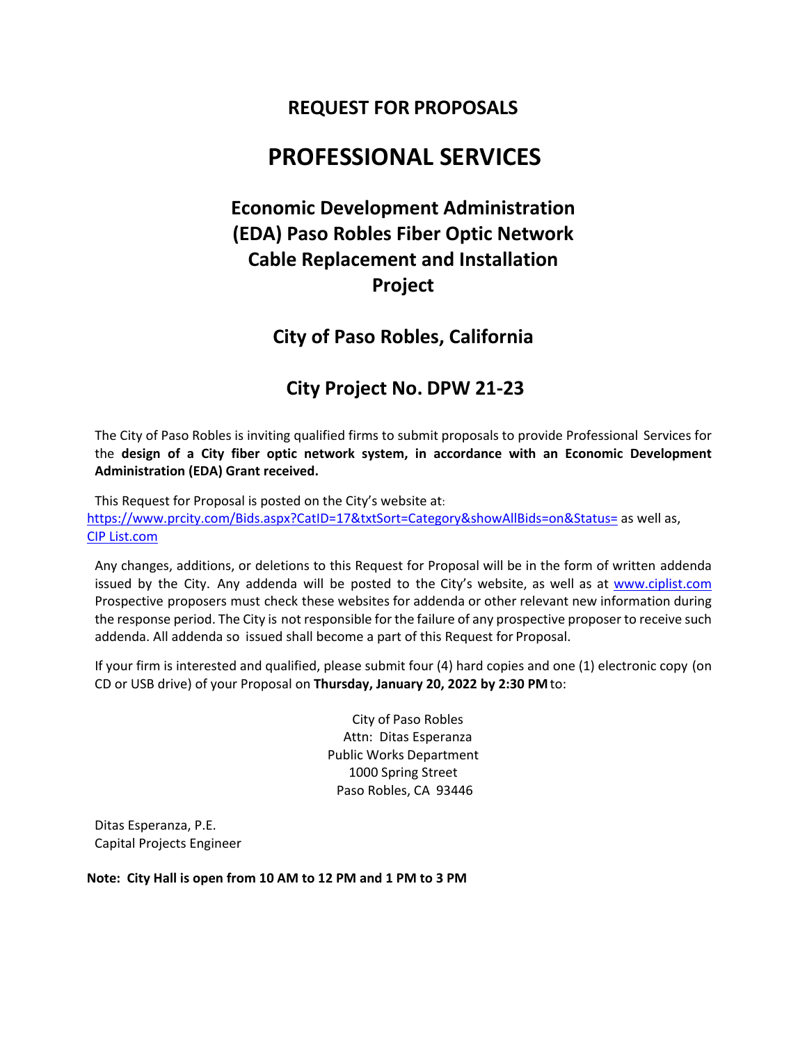# REQUEST FOR PROPOSALS

# PROFESSIONAL SERVICES

## Economic Development Administration (EDA) Paso Robles Fiber Optic Network Cable Replacement and Installation Project

## City of Paso Robles, California

## City Project No. DPW 21-23

The City of Paso Robles is inviting qualified firms to submit proposals to provide Professional Services for the **design of a City fiber optic network system, in accordance with an Economic Development Administration (EDA) Grant received.**

This Request for Proposal is posted on the City's website at: https://www.prcity.com/Bids.aspx?CatID=17&txtSort=Category&showAllBids=on&Status= as well as, CIP List.com

Any changes, additions, or deletions to this Request for Proposal will be in the form of written addenda issued by the City. Any addenda will be posted to the City's website, as well as at www.ciplist.com Prospective proposers must check these websites for addenda or other relevant new information during the response period. The City is not responsible for the failure of any prospective proposer to receive such addenda. All addenda so issued shall become a part of this Request for Proposal.

If your firm is interested and qualified, please submit four (4) hard copies and one (1) electronic copy (on CD or USB drive) of your Proposal on **Thursday, January 20, 2022 by 2:30 PM** to:

City of Paso Robles
Attn: Ditas Esperanza
Public Works Department
1000 Spring Street
Paso Robles, CA 93446

Ditas Esperanza, P.E.
Capital Projects Engineer

**Note: City Hall is open from 10 AM to 12 PM and 1 PM to 3 PM**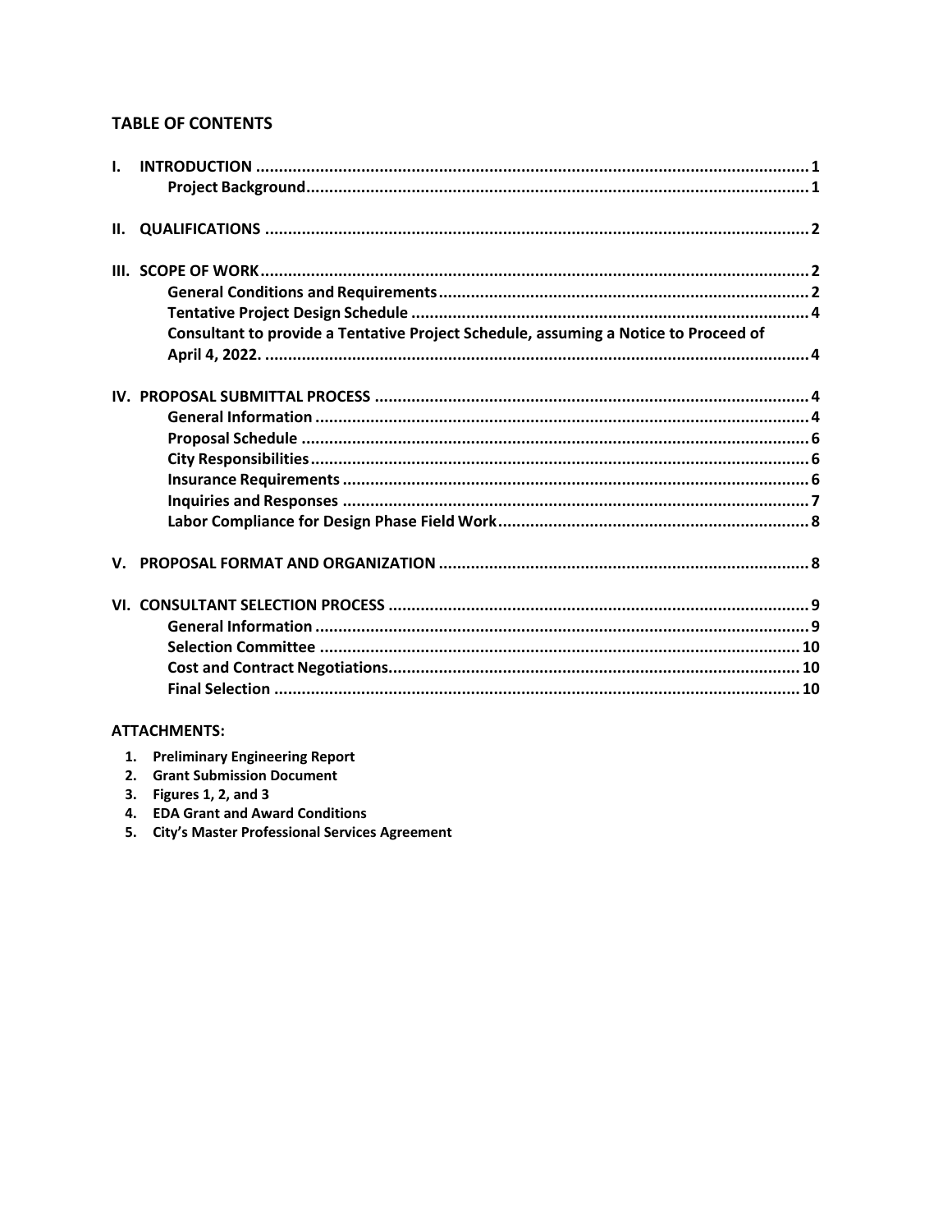## TABLE OF CONTENTS

**I. INTRODUCTION** ........................................ 1
- **Project Background** ........................................ 1

**II. QUALIFICATIONS** ........................................ 2

**III. SCOPE OF WORK** ........................................ 2
- **General Conditions and Requirements** ........................................ 2
- **Tentative Project Design Schedule** ........................................ 4
- **Consultant to provide a Tentative Project Schedule, assuming a Notice to Proceed of April 4, 2022.** ........................................ 4

**IV. PROPOSAL SUBMITTAL PROCESS** ........................................ 4
- **General Information** ........................................ 4
- **Proposal Schedule** ........................................ 6
- **City Responsibilities** ........................................ 6
- **Insurance Requirements** ........................................ 6
- **Inquiries and Responses** ........................................ 7
- **Labor Compliance for Design Phase Field Work** ........................................ 8

**V. PROPOSAL FORMAT AND ORGANIZATION** ........................................ 8

**VI. CONSULTANT SELECTION PROCESS** ........................................ 9
- **General Information** ........................................ 9
- **Selection Committee** ........................................ 10
- **Cost and Contract Negotiations** ........................................ 10
- **Final Selection** ........................................ 10

**ATTACHMENTS:**

1. **Preliminary Engineering Report**
2. **Grant Submission Document**
3. **Figures 1, 2, and 3**
4. **EDA Grant and Award Conditions**
5. **City's Master Professional Services Agreement**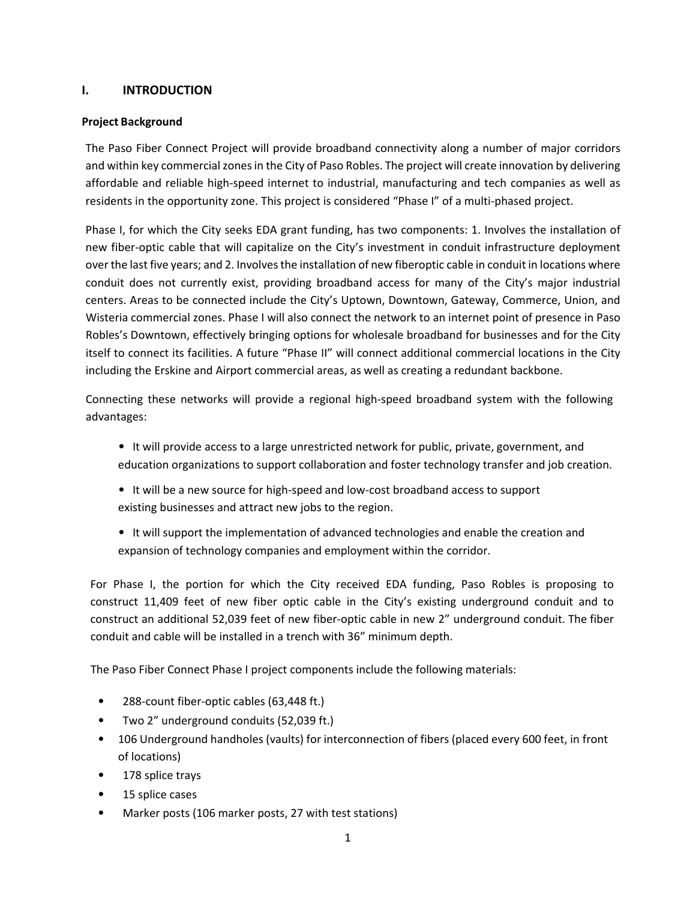## I. INTRODUCTION

### Project Background

The Paso Fiber Connect Project will provide broadband connectivity along a number of major corridors and within key commercial zones in the City of Paso Robles. The project will create innovation by delivering affordable and reliable high-speed internet to industrial, manufacturing and tech companies as well as residents in the opportunity zone. This project is considered "Phase I" of a multi-phased project.

Phase I, for which the City seeks EDA grant funding, has two components: 1. Involves the installation of new fiber-optic cable that will capitalize on the City's investment in conduit infrastructure deployment over the last five years; and 2. Involves the installation of new fiberoptic cable in conduit in locations where conduit does not currently exist, providing broadband access for many of the City's major industrial centers. Areas to be connected include the City's Uptown, Downtown, Gateway, Commerce, Union, and Wisteria commercial zones. Phase I will also connect the network to an internet point of presence in Paso Robles's Downtown, effectively bringing options for wholesale broadband for businesses and for the City itself to connect its facilities. A future "Phase II" will connect additional commercial locations in the City including the Erskine and Airport commercial areas, as well as creating a redundant backbone.

Connecting these networks will provide a regional high-speed broadband system with the following advantages:

- It will provide access to a large unrestricted network for public, private, government, and education organizations to support collaboration and foster technology transfer and job creation.
- It will be a new source for high-speed and low-cost broadband access to support existing businesses and attract new jobs to the region.
- It will support the implementation of advanced technologies and enable the creation and expansion of technology companies and employment within the corridor.

For Phase I, the portion for which the City received EDA funding, Paso Robles is proposing to construct 11,409 feet of new fiber optic cable in the City's existing underground conduit and to construct an additional 52,039 feet of new fiber-optic cable in new 2" underground conduit. The fiber conduit and cable will be installed in a trench with 36" minimum depth.

The Paso Fiber Connect Phase I project components include the following materials:

- 288-count fiber-optic cables (63,448 ft.)
- Two 2" underground conduits (52,039 ft.)
- 106 Underground handholes (vaults) for interconnection of fibers (placed every 600 feet, in front of locations)
- 178 splice trays
- 15 splice cases
- Marker posts (106 marker posts, 27 with test stations)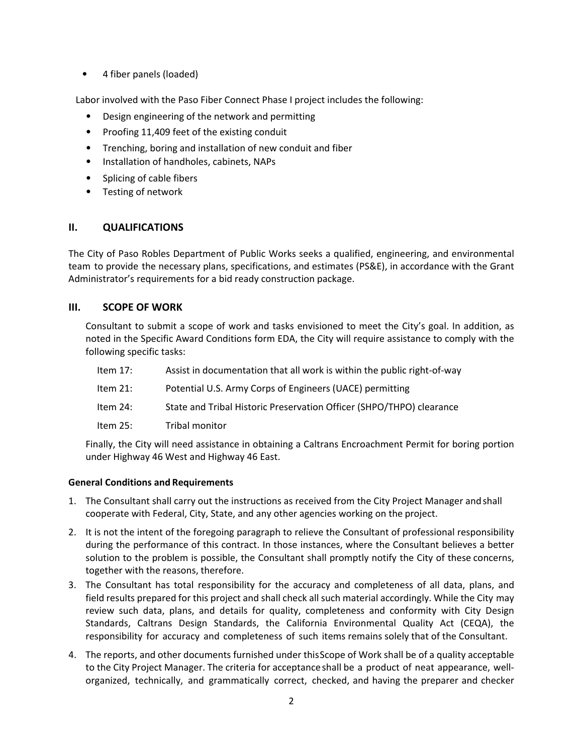- 4 fiber panels (loaded)

Labor involved with the Paso Fiber Connect Phase I project includes the following:

- Design engineering of the network and permitting
- Proofing 11,409 feet of the existing conduit
- Trenching, boring and installation of new conduit and fiber
- Installation of handholes, cabinets, NAPs
- Splicing of cable fibers
- Testing of network

## II. QUALIFICATIONS

The City of Paso Robles Department of Public Works seeks a qualified, engineering, and environmental team to provide the necessary plans, specifications, and estimates (PS&E), in accordance with the Grant Administrator's requirements for a bid ready construction package.

## III. SCOPE OF WORK

Consultant to submit a scope of work and tasks envisioned to meet the City's goal. In addition, as noted in the Specific Award Conditions form EDA, the City will require assistance to comply with the following specific tasks:

| | |
|---|---|
| Item 17: | Assist in documentation that all work is within the public right-of-way |
| Item 21: | Potential U.S. Army Corps of Engineers (UACE) permitting |
| Item 24: | State and Tribal Historic Preservation Officer (SHPO/THPO) clearance |
| Item 25: | Tribal monitor |

Finally, the City will need assistance in obtaining a Caltrans Encroachment Permit for boring portion under Highway 46 West and Highway 46 East.

**General Conditions and Requirements**

1. The Consultant shall carry out the instructions as received from the City Project Manager and shall cooperate with Federal, City, State, and any other agencies working on the project.
2. It is not the intent of the foregoing paragraph to relieve the Consultant of professional responsibility during the performance of this contract. In those instances, where the Consultant believes a better solution to the problem is possible, the Consultant shall promptly notify the City of these concerns, together with the reasons, therefore.
3. The Consultant has total responsibility for the accuracy and completeness of all data, plans, and field results prepared for this project and shall check all such material accordingly. While the City may review such data, plans, and details for quality, completeness and conformity with City Design Standards, Caltrans Design Standards, the California Environmental Quality Act (CEQA), the responsibility for accuracy and completeness of such items remains solely that of the Consultant.
4. The reports, and other documents furnished under this Scope of Work shall be of a quality acceptable to the City Project Manager. The criteria for acceptance shall be a product of neat appearance, well-organized, technically, and grammatically correct, checked, and having the preparer and checker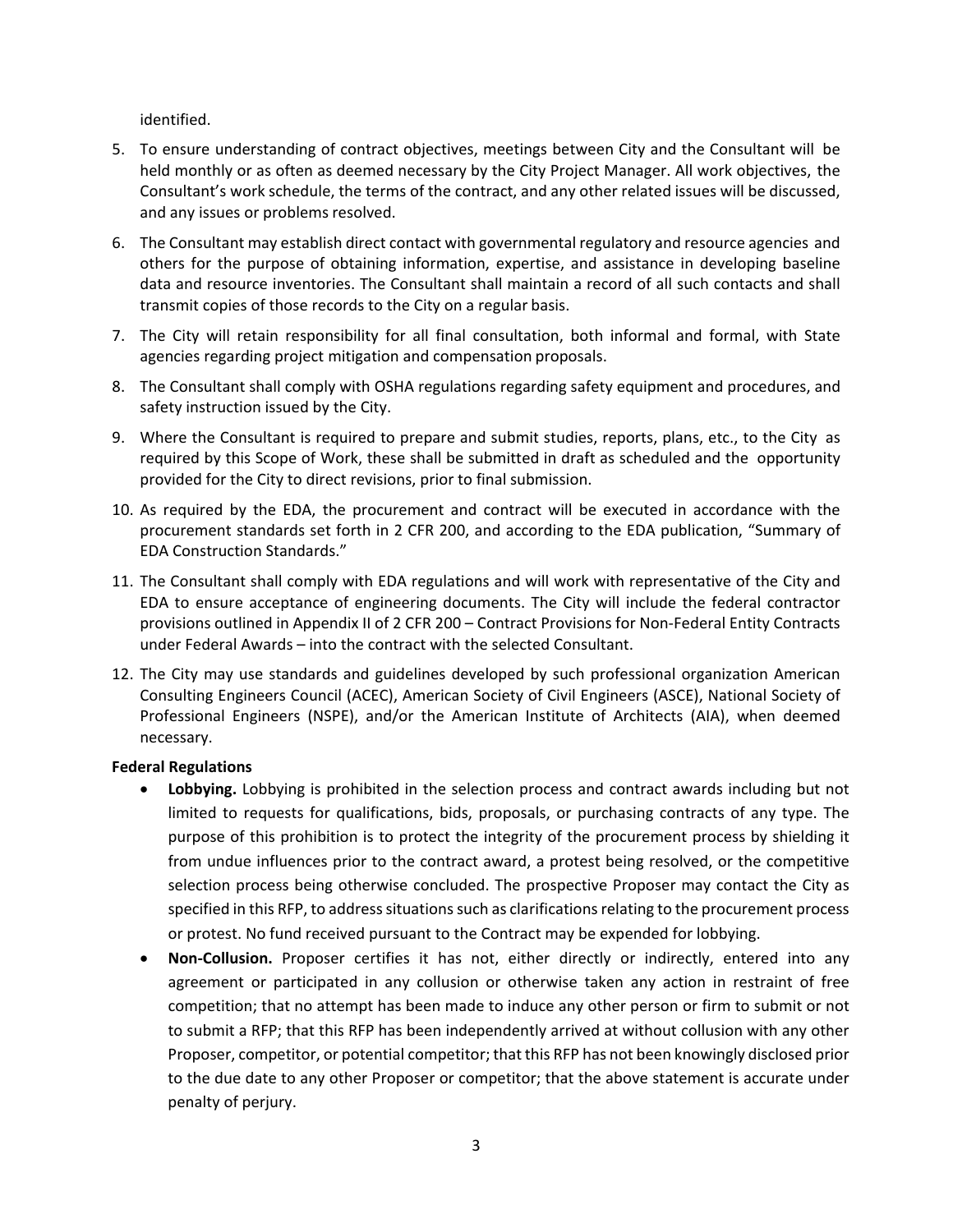identified.

5. To ensure understanding of contract objectives, meetings between City and the Consultant will be held monthly or as often as deemed necessary by the City Project Manager. All work objectives, the Consultant's work schedule, the terms of the contract, and any other related issues will be discussed, and any issues or problems resolved.
6. The Consultant may establish direct contact with governmental regulatory and resource agencies and others for the purpose of obtaining information, expertise, and assistance in developing baseline data and resource inventories. The Consultant shall maintain a record of all such contacts and shall transmit copies of those records to the City on a regular basis.
7. The City will retain responsibility for all final consultation, both informal and formal, with State agencies regarding project mitigation and compensation proposals.
8. The Consultant shall comply with OSHA regulations regarding safety equipment and procedures, and safety instruction issued by the City.
9. Where the Consultant is required to prepare and submit studies, reports, plans, etc., to the City as required by this Scope of Work, these shall be submitted in draft as scheduled and the opportunity provided for the City to direct revisions, prior to final submission.
10. As required by the EDA, the procurement and contract will be executed in accordance with the procurement standards set forth in 2 CFR 200, and according to the EDA publication, "Summary of EDA Construction Standards."
11. The Consultant shall comply with EDA regulations and will work with representative of the City and EDA to ensure acceptance of engineering documents. The City will include the federal contractor provisions outlined in Appendix II of 2 CFR 200 – Contract Provisions for Non-Federal Entity Contracts under Federal Awards – into the contract with the selected Consultant.
12. The City may use standards and guidelines developed by such professional organization American Consulting Engineers Council (ACEC), American Society of Civil Engineers (ASCE), National Society of Professional Engineers (NSPE), and/or the American Institute of Architects (AIA), when deemed necessary.

**Federal Regulations**

- **Lobbying.** Lobbying is prohibited in the selection process and contract awards including but not limited to requests for qualifications, bids, proposals, or purchasing contracts of any type. The purpose of this prohibition is to protect the integrity of the procurement process by shielding it from undue influences prior to the contract award, a protest being resolved, or the competitive selection process being otherwise concluded. The prospective Proposer may contact the City as specified in this RFP, to address situations such as clarifications relating to the procurement process or protest. No fund received pursuant to the Contract may be expended for lobbying.
- **Non-Collusion.** Proposer certifies it has not, either directly or indirectly, entered into any agreement or participated in any collusion or otherwise taken any action in restraint of free competition; that no attempt has been made to induce any other person or firm to submit or not to submit a RFP; that this RFP has been independently arrived at without collusion with any other Proposer, competitor, or potential competitor; that this RFP has not been knowingly disclosed prior to the due date to any other Proposer or competitor; that the above statement is accurate under penalty of perjury.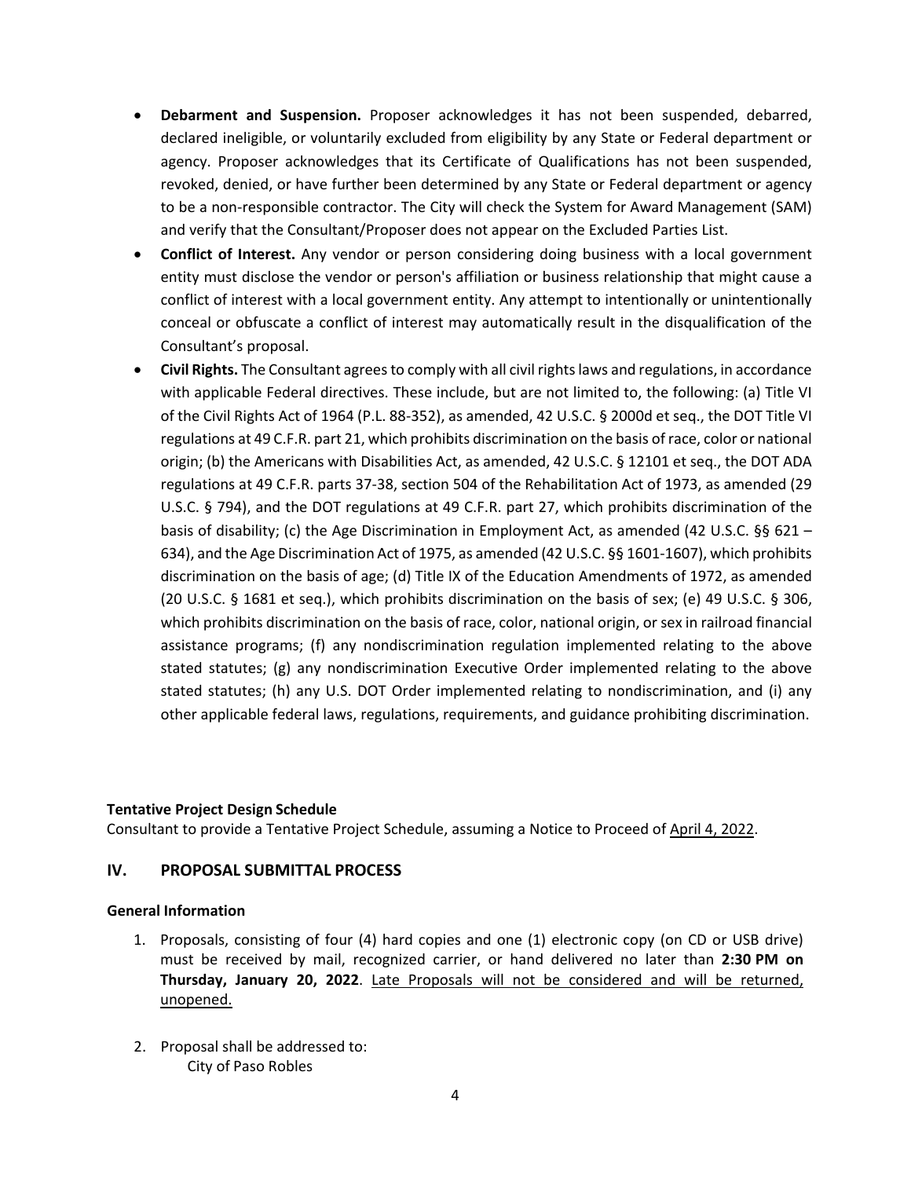- **Debarment and Suspension.** Proposer acknowledges it has not been suspended, debarred, declared ineligible, or voluntarily excluded from eligibility by any State or Federal department or agency. Proposer acknowledges that its Certificate of Qualifications has not been suspended, revoked, denied, or have further been determined by any State or Federal department or agency to be a non-responsible contractor. The City will check the System for Award Management (SAM) and verify that the Consultant/Proposer does not appear on the Excluded Parties List.
- **Conflict of Interest.** Any vendor or person considering doing business with a local government entity must disclose the vendor or person's affiliation or business relationship that might cause a conflict of interest with a local government entity. Any attempt to intentionally or unintentionally conceal or obfuscate a conflict of interest may automatically result in the disqualification of the Consultant's proposal.
- **Civil Rights.** The Consultant agrees to comply with all civil rights laws and regulations, in accordance with applicable Federal directives. These include, but are not limited to, the following: (a) Title VI of the Civil Rights Act of 1964 (P.L. 88-352), as amended, 42 U.S.C. § 2000d et seq., the DOT Title VI regulations at 49 C.F.R. part 21, which prohibits discrimination on the basis of race, color or national origin; (b) the Americans with Disabilities Act, as amended, 42 U.S.C. § 12101 et seq., the DOT ADA regulations at 49 C.F.R. parts 37-38, section 504 of the Rehabilitation Act of 1973, as amended (29 U.S.C. § 794), and the DOT regulations at 49 C.F.R. part 27, which prohibits discrimination of the basis of disability; (c) the Age Discrimination in Employment Act, as amended (42 U.S.C. §§ 621 – 634), and the Age Discrimination Act of 1975, as amended (42 U.S.C. §§ 1601-1607), which prohibits discrimination on the basis of age; (d) Title IX of the Education Amendments of 1972, as amended (20 U.S.C. § 1681 et seq.), which prohibits discrimination on the basis of sex; (e) 49 U.S.C. § 306, which prohibits discrimination on the basis of race, color, national origin, or sex in railroad financial assistance programs; (f) any nondiscrimination regulation implemented relating to the above stated statutes; (g) any nondiscrimination Executive Order implemented relating to the above stated statutes; (h) any U.S. DOT Order implemented relating to nondiscrimination, and (i) any other applicable federal laws, regulations, requirements, and guidance prohibiting discrimination.

**Tentative Project Design Schedule**

Consultant to provide a Tentative Project Schedule, assuming a Notice to Proceed of April 4, 2022.

## IV. PROPOSAL SUBMITTAL PROCESS

**General Information**

1. Proposals, consisting of four (4) hard copies and one (1) electronic copy (on CD or USB drive) must be received by mail, recognized carrier, or hand delivered no later than **2:30 PM on Thursday, January 20, 2022**. Late Proposals will not be considered and will be returned, unopened.

2. Proposal shall be addressed to:
   City of Paso Robles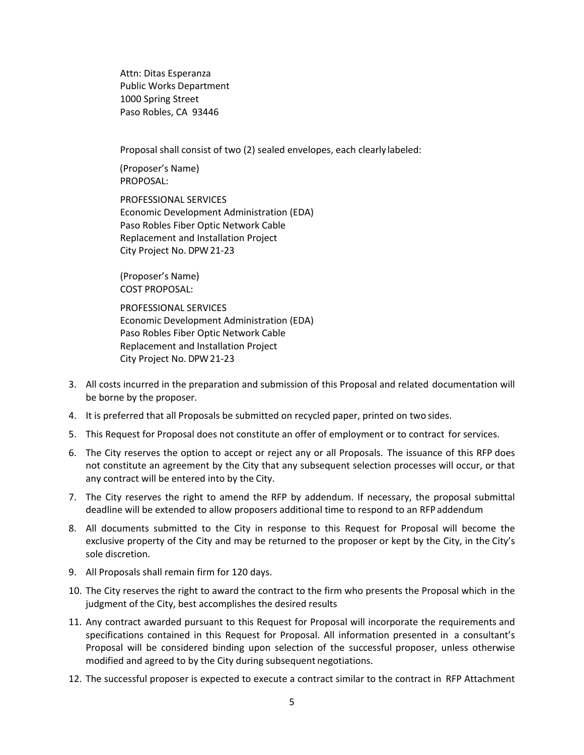Attn: Ditas Esperanza
Public Works Department
1000 Spring Street
Paso Robles, CA 93446

Proposal shall consist of two (2) sealed envelopes, each clearly labeled:

(Proposer's Name)
PROPOSAL:

PROFESSIONAL SERVICES
Economic Development Administration (EDA)
Paso Robles Fiber Optic Network Cable
Replacement and Installation Project
City Project No. DPW 21-23

(Proposer's Name)
COST PROPOSAL:

PROFESSIONAL SERVICES
Economic Development Administration (EDA)
Paso Robles Fiber Optic Network Cable
Replacement and Installation Project
City Project No. DPW 21-23

3. All costs incurred in the preparation and submission of this Proposal and related documentation will be borne by the proposer.
4. It is preferred that all Proposals be submitted on recycled paper, printed on two sides.
5. This Request for Proposal does not constitute an offer of employment or to contract for services.
6. The City reserves the option to accept or reject any or all Proposals. The issuance of this RFP does not constitute an agreement by the City that any subsequent selection processes will occur, or that any contract will be entered into by the City.
7. The City reserves the right to amend the RFP by addendum. If necessary, the proposal submittal deadline will be extended to allow proposers additional time to respond to an RFP addendum
8. All documents submitted to the City in response to this Request for Proposal will become the exclusive property of the City and may be returned to the proposer or kept by the City, in the City's sole discretion.
9. All Proposals shall remain firm for 120 days.
10. The City reserves the right to award the contract to the firm who presents the Proposal which in the judgment of the City, best accomplishes the desired results
11. Any contract awarded pursuant to this Request for Proposal will incorporate the requirements and specifications contained in this Request for Proposal. All information presented in a consultant's Proposal will be considered binding upon selection of the successful proposer, unless otherwise modified and agreed to by the City during subsequent negotiations.
12. The successful proposer is expected to execute a contract similar to the contract in RFP Attachment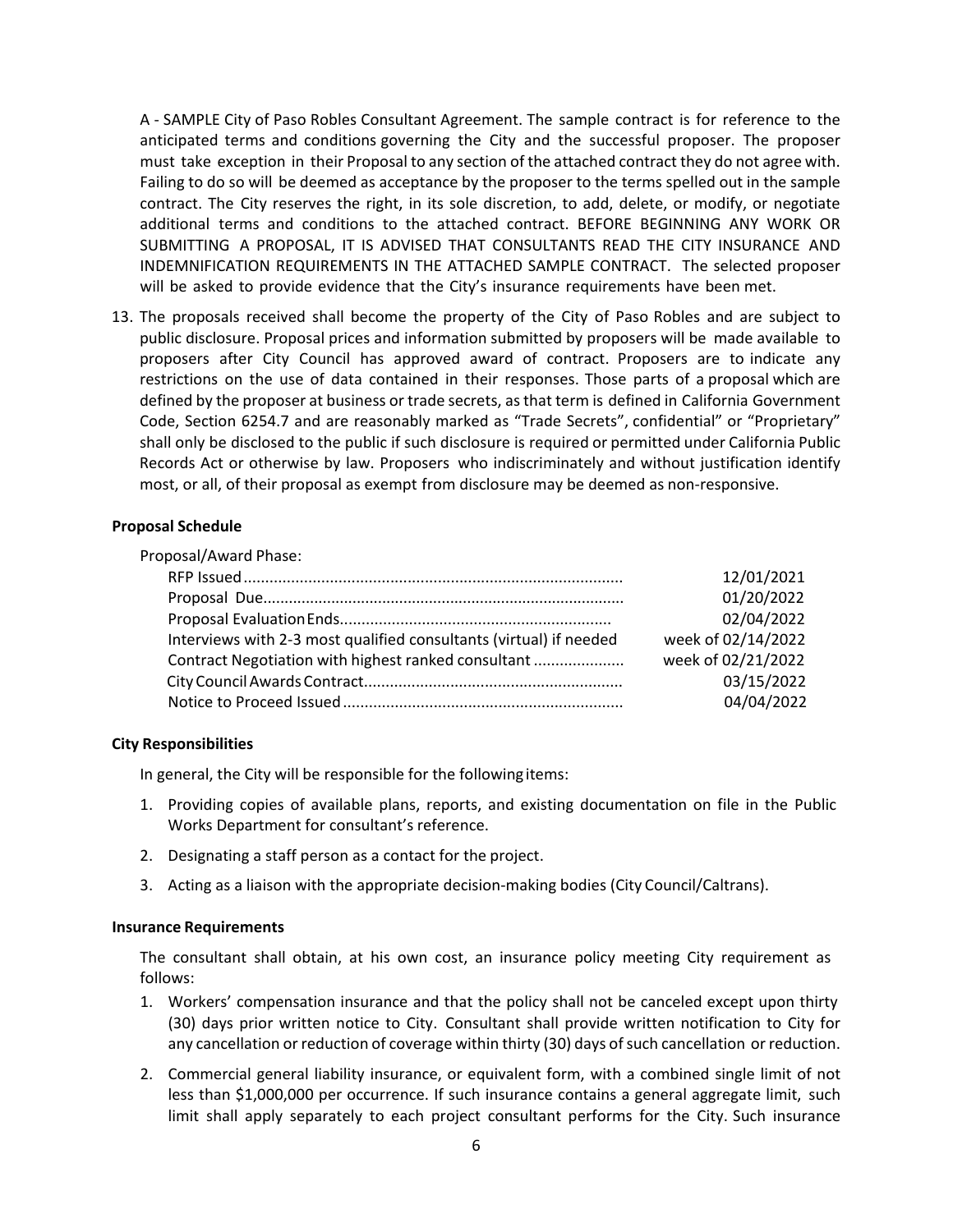A - SAMPLE City of Paso Robles Consultant Agreement. The sample contract is for reference to the anticipated terms and conditions governing the City and the successful proposer. The proposer must take exception in their Proposal to any section of the attached contract they do not agree with. Failing to do so will be deemed as acceptance by the proposer to the terms spelled out in the sample contract. The City reserves the right, in its sole discretion, to add, delete, or modify, or negotiate additional terms and conditions to the attached contract. BEFORE BEGINNING ANY WORK OR SUBMITTING A PROPOSAL, IT IS ADVISED THAT CONSULTANTS READ THE CITY INSURANCE AND INDEMNIFICATION REQUIREMENTS IN THE ATTACHED SAMPLE CONTRACT. The selected proposer will be asked to provide evidence that the City's insurance requirements have been met.

13. The proposals received shall become the property of the City of Paso Robles and are subject to public disclosure. Proposal prices and information submitted by proposers will be made available to proposers after City Council has approved award of contract. Proposers are to indicate any restrictions on the use of data contained in their responses. Those parts of a proposal which are defined by the proposer at business or trade secrets, as that term is defined in California Government Code, Section 6254.7 and are reasonably marked as "Trade Secrets", confidential" or "Proprietary" shall only be disclosed to the public if such disclosure is required or permitted under California Public Records Act or otherwise by law. Proposers who indiscriminately and without justification identify most, or all, of their proposal as exempt from disclosure may be deemed as non-responsive.

**Proposal Schedule**

Proposal/Award Phase:

| | |
|---|---|
| RFP Issued | 12/01/2021 |
| Proposal Due | 01/20/2022 |
| Proposal Evaluation Ends | 02/04/2022 |
| Interviews with 2-3 most qualified consultants (virtual) if needed | week of 02/14/2022 |
| Contract Negotiation with highest ranked consultant | week of 02/21/2022 |
| City Council Awards Contract | 03/15/2022 |
| Notice to Proceed Issued | 04/04/2022 |

**City Responsibilities**

In general, the City will be responsible for the following items:

1. Providing copies of available plans, reports, and existing documentation on file in the Public Works Department for consultant's reference.
2. Designating a staff person as a contact for the project.
3. Acting as a liaison with the appropriate decision-making bodies (City Council/Caltrans).

**Insurance Requirements**

The consultant shall obtain, at his own cost, an insurance policy meeting City requirement as follows:

1. Workers' compensation insurance and that the policy shall not be canceled except upon thirty (30) days prior written notice to City. Consultant shall provide written notification to City for any cancellation or reduction of coverage within thirty (30) days of such cancellation or reduction.
2. Commercial general liability insurance, or equivalent form, with a combined single limit of not less than $1,000,000 per occurrence. If such insurance contains a general aggregate limit, such limit shall apply separately to each project consultant performs for the City. Such insurance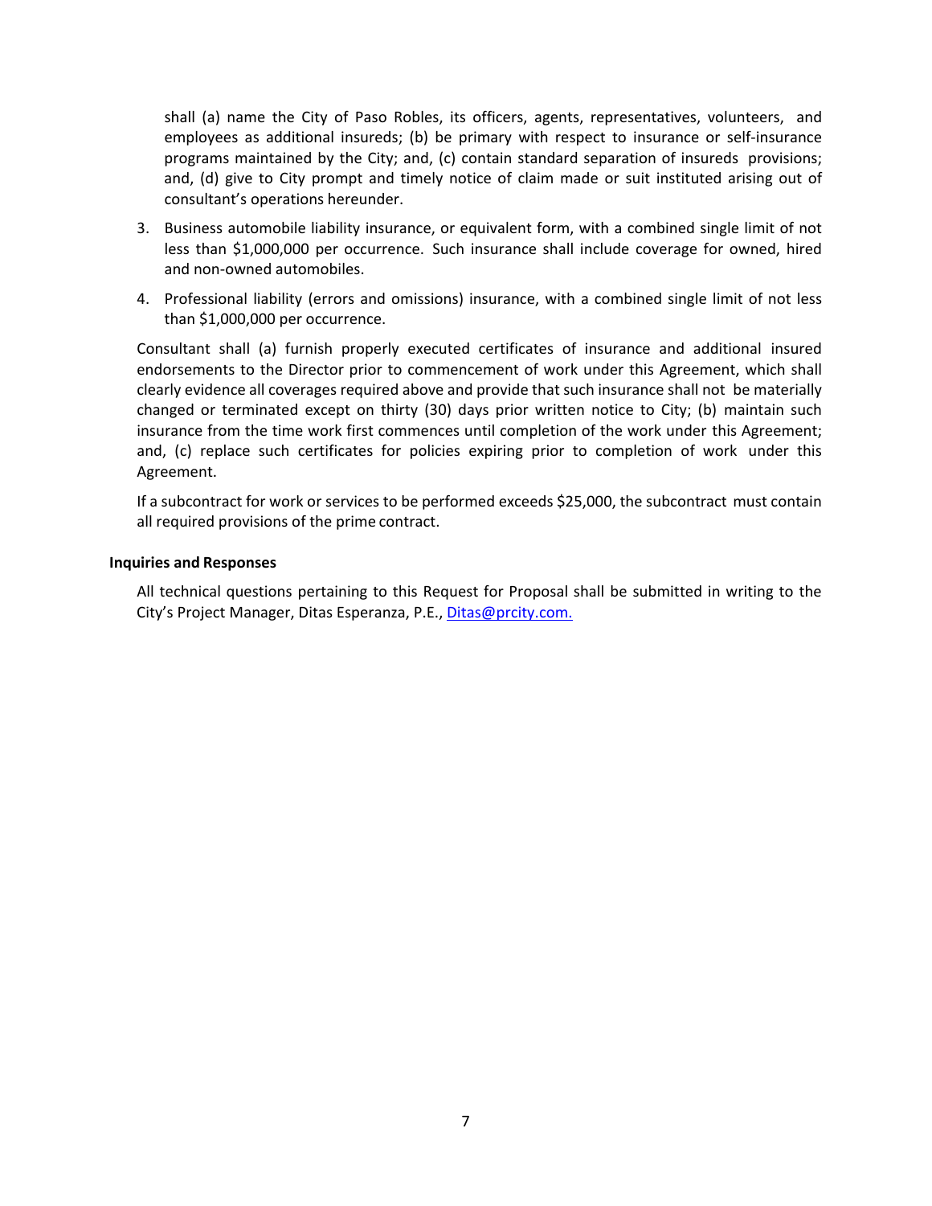shall (a) name the City of Paso Robles, its officers, agents, representatives, volunteers, and employees as additional insureds; (b) be primary with respect to insurance or self-insurance programs maintained by the City; and, (c) contain standard separation of insureds provisions; and, (d) give to City prompt and timely notice of claim made or suit instituted arising out of consultant's operations hereunder.

3. Business automobile liability insurance, or equivalent form, with a combined single limit of not less than $1,000,000 per occurrence. Such insurance shall include coverage for owned, hired and non-owned automobiles.
4. Professional liability (errors and omissions) insurance, with a combined single limit of not less than $1,000,000 per occurrence.

Consultant shall (a) furnish properly executed certificates of insurance and additional insured endorsements to the Director prior to commencement of work under this Agreement, which shall clearly evidence all coverages required above and provide that such insurance shall not be materially changed or terminated except on thirty (30) days prior written notice to City; (b) maintain such insurance from the time work first commences until completion of the work under this Agreement; and, (c) replace such certificates for policies expiring prior to completion of work under this Agreement.

If a subcontract for work or services to be performed exceeds $25,000, the subcontract must contain all required provisions of the prime contract.

**Inquiries and Responses**

All technical questions pertaining to this Request for Proposal shall be submitted in writing to the City's Project Manager, Ditas Esperanza, P.E., Ditas@prcity.com.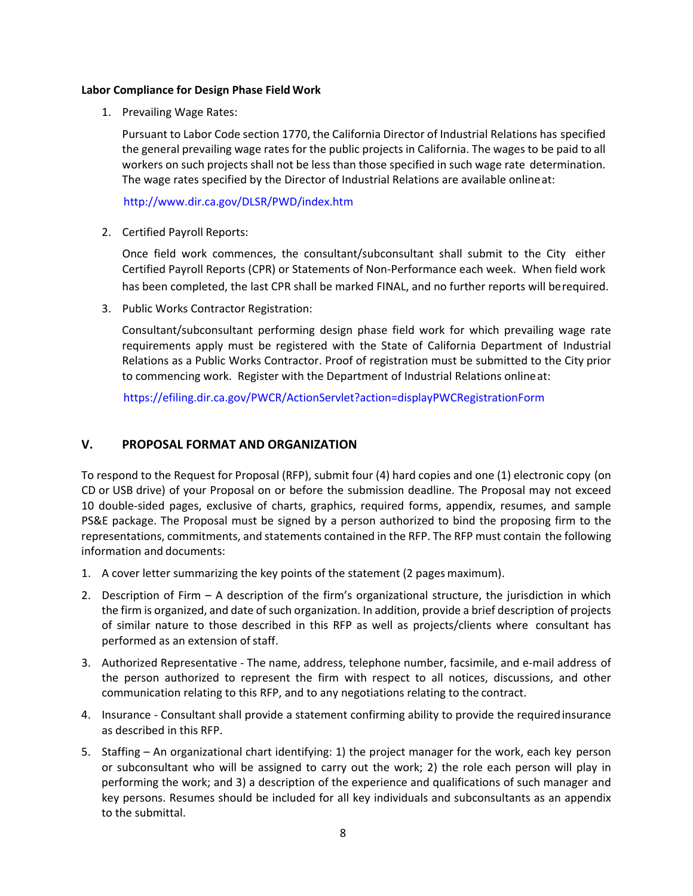**Labor Compliance for Design Phase Field Work**

1. Prevailing Wage Rates:

   Pursuant to Labor Code section 1770, the California Director of Industrial Relations has specified the general prevailing wage rates for the public projects in California. The wages to be paid to all workers on such projects shall not be less than those specified in such wage rate determination. The wage rates specified by the Director of Industrial Relations are available online at:

   http://www.dir.ca.gov/DLSR/PWD/index.htm

2. Certified Payroll Reports:

   Once field work commences, the consultant/subconsultant shall submit to the City either Certified Payroll Reports (CPR) or Statements of Non-Performance each week. When field work has been completed, the last CPR shall be marked FINAL, and no further reports will be required.

3. Public Works Contractor Registration:

   Consultant/subconsultant performing design phase field work for which prevailing wage rate requirements apply must be registered with the State of California Department of Industrial Relations as a Public Works Contractor. Proof of registration must be submitted to the City prior to commencing work. Register with the Department of Industrial Relations online at:

   https://efiling.dir.ca.gov/PWCR/ActionServlet?action=displayPWCRegistrationForm

## V. PROPOSAL FORMAT AND ORGANIZATION

To respond to the Request for Proposal (RFP), submit four (4) hard copies and one (1) electronic copy (on CD or USB drive) of your Proposal on or before the submission deadline. The Proposal may not exceed 10 double-sided pages, exclusive of charts, graphics, required forms, appendix, resumes, and sample PS&E package. The Proposal must be signed by a person authorized to bind the proposing firm to the representations, commitments, and statements contained in the RFP. The RFP must contain the following information and documents:

1. A cover letter summarizing the key points of the statement (2 pages maximum).
2. Description of Firm – A description of the firm's organizational structure, the jurisdiction in which the firm is organized, and date of such organization. In addition, provide a brief description of projects of similar nature to those described in this RFP as well as projects/clients where consultant has performed as an extension of staff.
3. Authorized Representative - The name, address, telephone number, facsimile, and e-mail address of the person authorized to represent the firm with respect to all notices, discussions, and other communication relating to this RFP, and to any negotiations relating to the contract.
4. Insurance - Consultant shall provide a statement confirming ability to provide the required insurance as described in this RFP.
5. Staffing – An organizational chart identifying: 1) the project manager for the work, each key person or subconsultant who will be assigned to carry out the work; 2) the role each person will play in performing the work; and 3) a description of the experience and qualifications of such manager and key persons. Resumes should be included for all key individuals and subconsultants as an appendix to the submittal.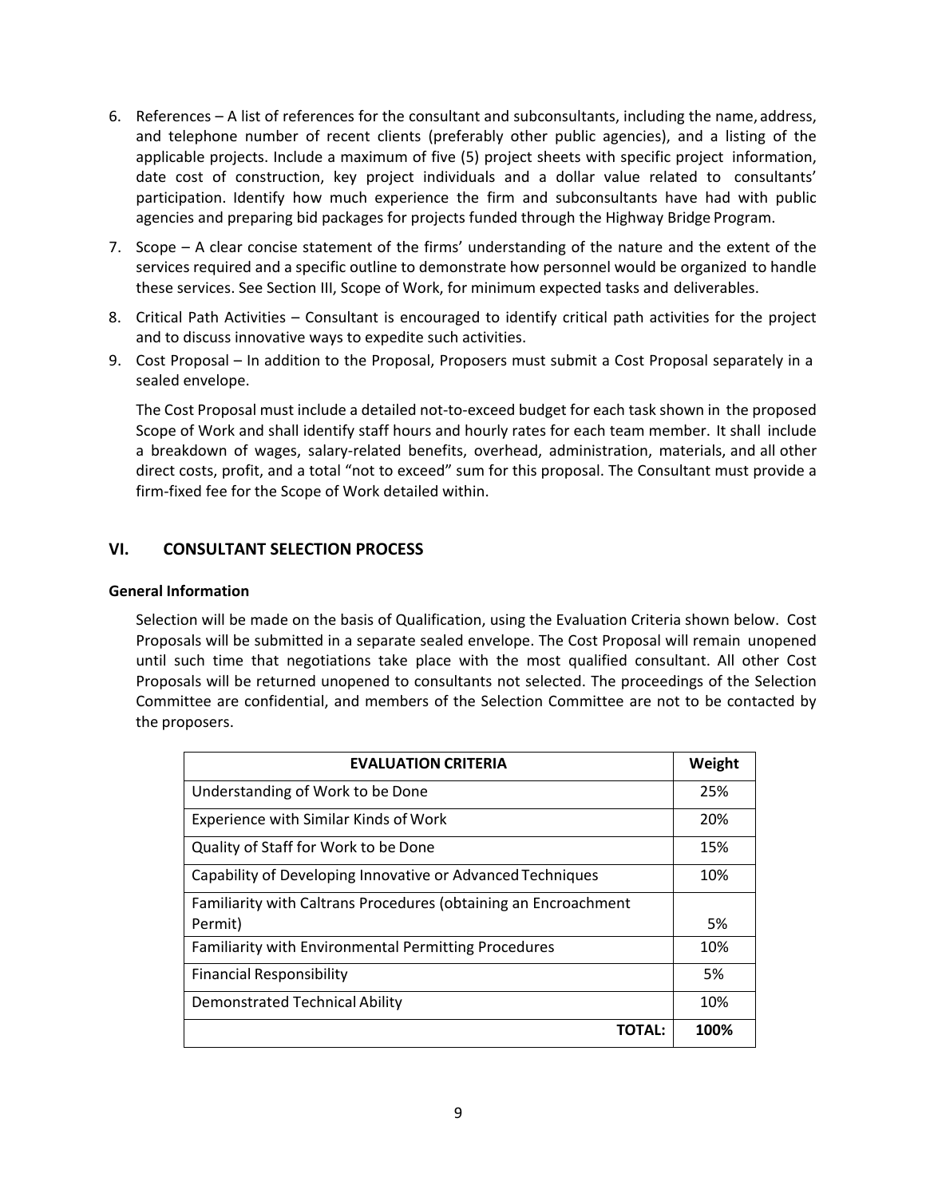6. References – A list of references for the consultant and subconsultants, including the name, address, and telephone number of recent clients (preferably other public agencies), and a listing of the applicable projects. Include a maximum of five (5) project sheets with specific project information, date cost of construction, key project individuals and a dollar value related to consultants' participation. Identify how much experience the firm and subconsultants have had with public agencies and preparing bid packages for projects funded through the Highway Bridge Program.
7. Scope – A clear concise statement of the firms' understanding of the nature and the extent of the services required and a specific outline to demonstrate how personnel would be organized to handle these services. See Section III, Scope of Work, for minimum expected tasks and deliverables.
8. Critical Path Activities – Consultant is encouraged to identify critical path activities for the project and to discuss innovative ways to expedite such activities.
9. Cost Proposal – In addition to the Proposal, Proposers must submit a Cost Proposal separately in a sealed envelope.

   The Cost Proposal must include a detailed not-to-exceed budget for each task shown in the proposed Scope of Work and shall identify staff hours and hourly rates for each team member. It shall include a breakdown of wages, salary-related benefits, overhead, administration, materials, and all other direct costs, profit, and a total "not to exceed" sum for this proposal. The Consultant must provide a firm-fixed fee for the Scope of Work detailed within.

## VI. CONSULTANT SELECTION PROCESS

### General Information

Selection will be made on the basis of Qualification, using the Evaluation Criteria shown below. Cost Proposals will be submitted in a separate sealed envelope. The Cost Proposal will remain unopened until such time that negotiations take place with the most qualified consultant. All other Cost Proposals will be returned unopened to consultants not selected. The proceedings of the Selection Committee are confidential, and members of the Selection Committee are not to be contacted by the proposers.

| EVALUATION CRITERIA | Weight |
|---|---|
| Understanding of Work to be Done | 25% |
| Experience with Similar Kinds of Work | 20% |
| Quality of Staff for Work to be Done | 15% |
| Capability of Developing Innovative or Advanced Techniques | 10% |
| Familiarity with Caltrans Procedures (obtaining an Encroachment Permit) | 5% |
| Familiarity with Environmental Permitting Procedures | 10% |
| Financial Responsibility | 5% |
| Demonstrated Technical Ability | 10% |
| **TOTAL:** | **100%** |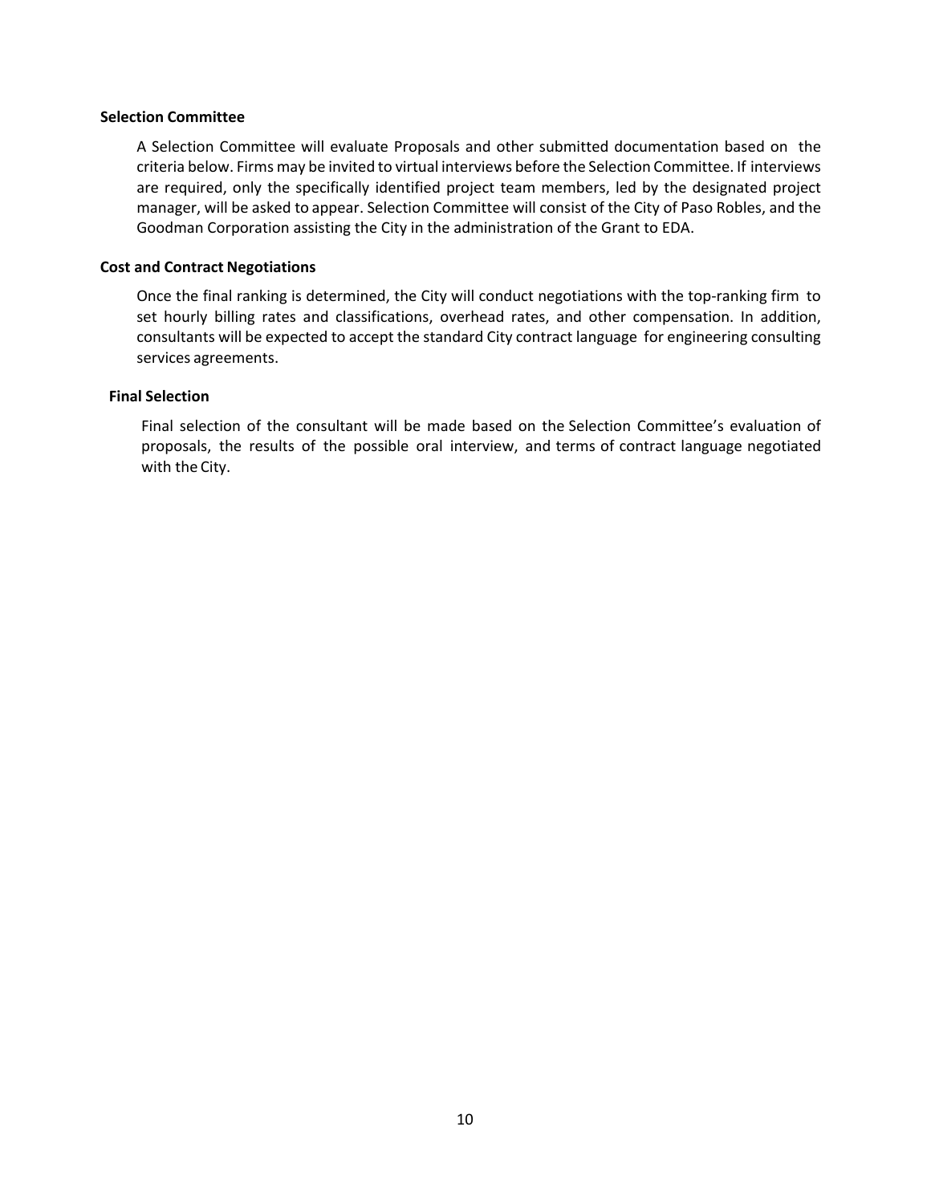**Selection Committee**

A Selection Committee will evaluate Proposals and other submitted documentation based on the criteria below. Firms may be invited to virtual interviews before the Selection Committee. If interviews are required, only the specifically identified project team members, led by the designated project manager, will be asked to appear. Selection Committee will consist of the City of Paso Robles, and the Goodman Corporation assisting the City in the administration of the Grant to EDA.

**Cost and Contract Negotiations**

Once the final ranking is determined, the City will conduct negotiations with the top-ranking firm to set hourly billing rates and classifications, overhead rates, and other compensation. In addition, consultants will be expected to accept the standard City contract language for engineering consulting services agreements.

**Final Selection**

Final selection of the consultant will be made based on the Selection Committee's evaluation of proposals, the results of the possible oral interview, and terms of contract language negotiated with the City.